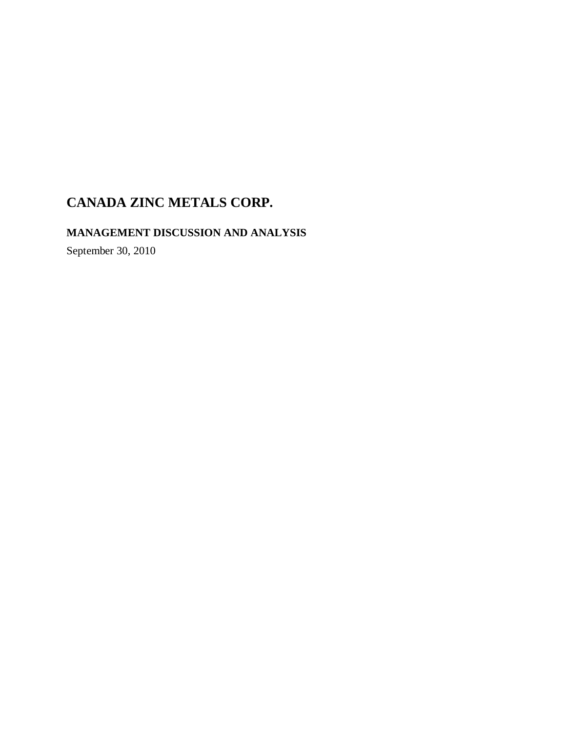# CANADA ZINC METALS CORP.

## MANAGEMENT DISCUSSION AND ANALYSIS

September 30, 2010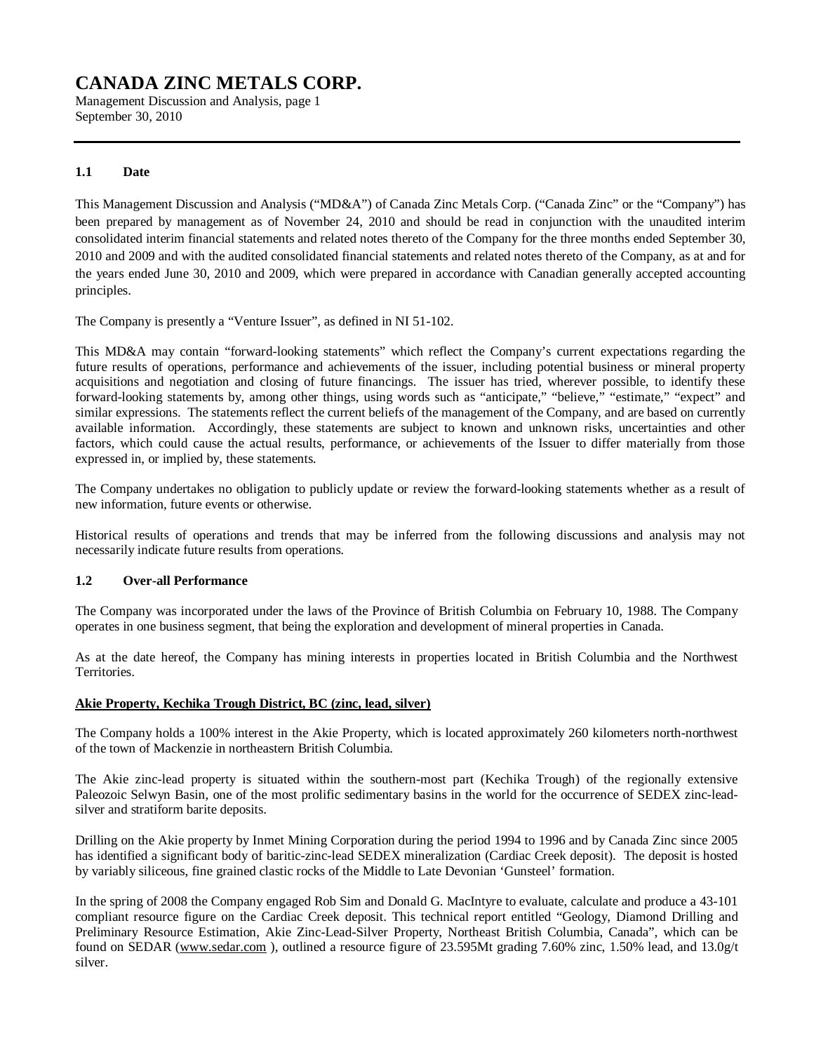# CANADA ZINC METALS CORP.

Management Discussion and Analysis, page 1
September 30, 2010

### 1.1 Date

This Management Discussion and Analysis ("MD&A") of Canada Zinc Metals Corp. ("Canada Zinc" or the "Company") has been prepared by management as of November 24, 2010 and should be read in conjunction with the unaudited interim consolidated interim financial statements and related notes thereto of the Company for the three months ended September 30, 2010 and 2009 and with the audited consolidated financial statements and related notes thereto of the Company, as at and for the years ended June 30, 2010 and 2009, which were prepared in accordance with Canadian generally accepted accounting principles.

The Company is presently a "Venture Issuer", as defined in NI 51-102.

This MD&A may contain "forward-looking statements" which reflect the Company's current expectations regarding the future results of operations, performance and achievements of the issuer, including potential business or mineral property acquisitions and negotiation and closing of future financings. The issuer has tried, wherever possible, to identify these forward-looking statements by, among other things, using words such as "anticipate," "believe," "estimate," "expect" and similar expressions. The statements reflect the current beliefs of the management of the Company, and are based on currently available information. Accordingly, these statements are subject to known and unknown risks, uncertainties and other factors, which could cause the actual results, performance, or achievements of the Issuer to differ materially from those expressed in, or implied by, these statements.

The Company undertakes no obligation to publicly update or review the forward-looking statements whether as a result of new information, future events or otherwise.

Historical results of operations and trends that may be inferred from the following discussions and analysis may not necessarily indicate future results from operations.

### 1.2 Over-all Performance

The Company was incorporated under the laws of the Province of British Columbia on February 10, 1988. The Company operates in one business segment, that being the exploration and development of mineral properties in Canada.

As at the date hereof, the Company has mining interests in properties located in British Columbia and the Northwest Territories.

**Akie Property, Kechika Trough District, BC (zinc, lead, silver)**

The Company holds a 100% interest in the Akie Property, which is located approximately 260 kilometers north-northwest of the town of Mackenzie in northeastern British Columbia.

The Akie zinc-lead property is situated within the southern-most part (Kechika Trough) of the regionally extensive Paleozoic Selwyn Basin, one of the most prolific sedimentary basins in the world for the occurrence of SEDEX zinc-lead-silver and stratiform barite deposits.

Drilling on the Akie property by Inmet Mining Corporation during the period 1994 to 1996 and by Canada Zinc since 2005 has identified a significant body of baritic-zinc-lead SEDEX mineralization (Cardiac Creek deposit). The deposit is hosted by variably siliceous, fine grained clastic rocks of the Middle to Late Devonian 'Gunsteel' formation.

In the spring of 2008 the Company engaged Rob Sim and Donald G. MacIntyre to evaluate, calculate and produce a 43-101 compliant resource figure on the Cardiac Creek deposit. This technical report entitled "Geology, Diamond Drilling and Preliminary Resource Estimation, Akie Zinc-Lead-Silver Property, Northeast British Columbia, Canada", which can be found on SEDAR (www.sedar.com ), outlined a resource figure of 23.595Mt grading 7.60% zinc, 1.50% lead, and 13.0g/t silver.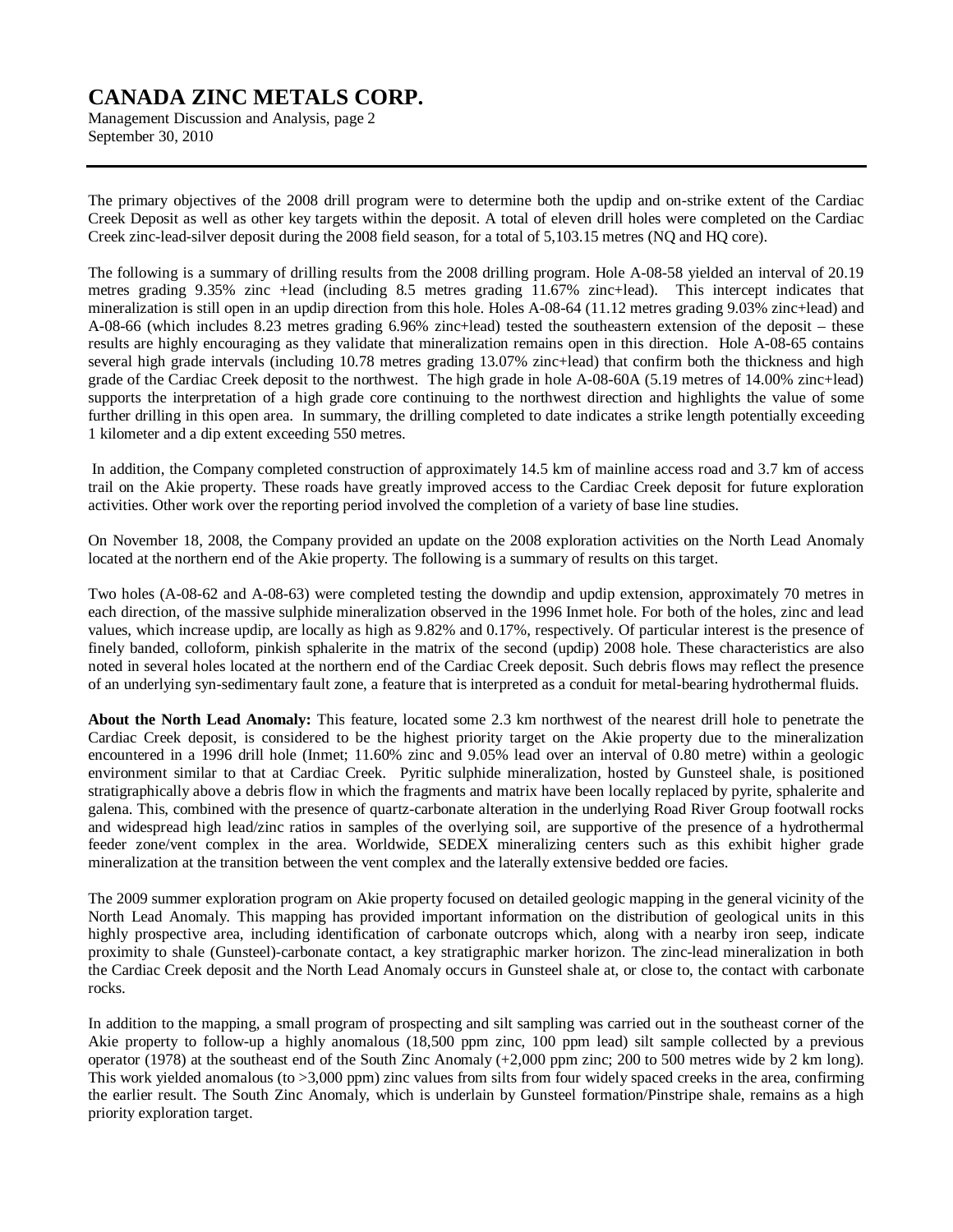The primary objectives of the 2008 drill program were to determine both the updip and on-strike extent of the Cardiac Creek Deposit as well as other key targets within the deposit. A total of eleven drill holes were completed on the Cardiac Creek zinc-lead-silver deposit during the 2008 field season, for a total of 5,103.15 metres (NQ and HQ core).

The following is a summary of drilling results from the 2008 drilling program. Hole A-08-58 yielded an interval of 20.19 metres grading 9.35% zinc +lead (including 8.5 metres grading 11.67% zinc+lead). This intercept indicates that mineralization is still open in an updip direction from this hole. Holes A-08-64 (11.12 metres grading 9.03% zinc+lead) and A-08-66 (which includes 8.23 metres grading 6.96% zinc+lead) tested the southeastern extension of the deposit – these results are highly encouraging as they validate that mineralization remains open in this direction. Hole A-08-65 contains several high grade intervals (including 10.78 metres grading 13.07% zinc+lead) that confirm both the thickness and high grade of the Cardiac Creek deposit to the northwest. The high grade in hole A-08-60A (5.19 metres of 14.00% zinc+lead) supports the interpretation of a high grade core continuing to the northwest direction and highlights the value of some further drilling in this open area. In summary, the drilling completed to date indicates a strike length potentially exceeding 1 kilometer and a dip extent exceeding 550 metres.

In addition, the Company completed construction of approximately 14.5 km of mainline access road and 3.7 km of access trail on the Akie property. These roads have greatly improved access to the Cardiac Creek deposit for future exploration activities. Other work over the reporting period involved the completion of a variety of base line studies.

On November 18, 2008, the Company provided an update on the 2008 exploration activities on the North Lead Anomaly located at the northern end of the Akie property. The following is a summary of results on this target.

Two holes (A-08-62 and A-08-63) were completed testing the downdip and updip extension, approximately 70 metres in each direction, of the massive sulphide mineralization observed in the 1996 Inmet hole. For both of the holes, zinc and lead values, which increase updip, are locally as high as 9.82% and 0.17%, respectively. Of particular interest is the presence of finely banded, colloform, pinkish sphalerite in the matrix of the second (updip) 2008 hole. These characteristics are also noted in several holes located at the northern end of the Cardiac Creek deposit. Such debris flows may reflect the presence of an underlying syn-sedimentary fault zone, a feature that is interpreted as a conduit for metal-bearing hydrothermal fluids.

**About the North Lead Anomaly:** This feature, located some 2.3 km northwest of the nearest drill hole to penetrate the Cardiac Creek deposit, is considered to be the highest priority target on the Akie property due to the mineralization encountered in a 1996 drill hole (Inmet; 11.60% zinc and 9.05% lead over an interval of 0.80 metre) within a geologic environment similar to that at Cardiac Creek. Pyritic sulphide mineralization, hosted by Gunsteel shale, is positioned stratigraphically above a debris flow in which the fragments and matrix have been locally replaced by pyrite, sphalerite and galena. This, combined with the presence of quartz-carbonate alteration in the underlying Road River Group footwall rocks and widespread high lead/zinc ratios in samples of the overlying soil, are supportive of the presence of a hydrothermal feeder zone/vent complex in the area. Worldwide, SEDEX mineralizing centers such as this exhibit higher grade mineralization at the transition between the vent complex and the laterally extensive bedded ore facies.

The 2009 summer exploration program on Akie property focused on detailed geologic mapping in the general vicinity of the North Lead Anomaly. This mapping has provided important information on the distribution of geological units in this highly prospective area, including identification of carbonate outcrops which, along with a nearby iron seep, indicate proximity to shale (Gunsteel)-carbonate contact, a key stratigraphic marker horizon. The zinc-lead mineralization in both the Cardiac Creek deposit and the North Lead Anomaly occurs in Gunsteel shale at, or close to, the contact with carbonate rocks.

In addition to the mapping, a small program of prospecting and silt sampling was carried out in the southeast corner of the Akie property to follow-up a highly anomalous (18,500 ppm zinc, 100 ppm lead) silt sample collected by a previous operator (1978) at the southeast end of the South Zinc Anomaly (+2,000 ppm zinc; 200 to 500 metres wide by 2 km long). This work yielded anomalous (to >3,000 ppm) zinc values from silts from four widely spaced creeks in the area, confirming the earlier result. The South Zinc Anomaly, which is underlain by Gunsteel formation/Pinstripe shale, remains as a high priority exploration target.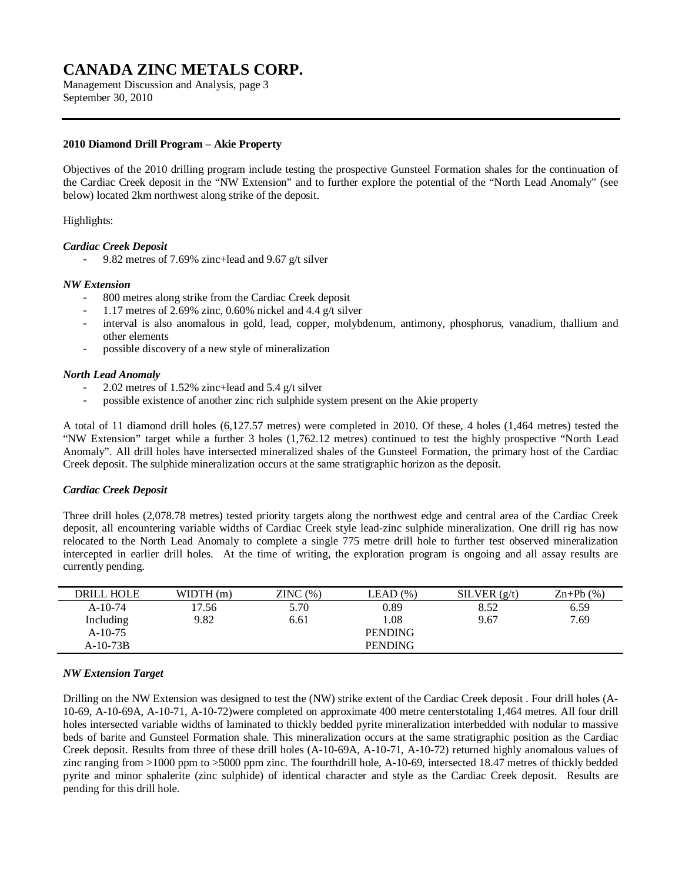# CANADA ZINC METALS CORP.

Management Discussion and Analysis, page 3
September 30, 2010

**2010 Diamond Drill Program – Akie Property**

Objectives of the 2010 drilling program include testing the prospective Gunsteel Formation shales for the continuation of the Cardiac Creek deposit in the "NW Extension" and to further explore the potential of the "North Lead Anomaly" (see below) located 2km northwest along strike of the deposit.

Highlights:

***Cardiac Creek Deposit***

- 9.82 metres of 7.69% zinc+lead and 9.67 g/t silver

***NW Extension***

- 800 metres along strike from the Cardiac Creek deposit
- 1.17 metres of 2.69% zinc, 0.60% nickel and 4.4 g/t silver
- interval is also anomalous in gold, lead, copper, molybdenum, antimony, phosphorus, vanadium, thallium and other elements
- possible discovery of a new style of mineralization

***North Lead Anomaly***

- 2.02 metres of 1.52% zinc+lead and 5.4 g/t silver
- possible existence of another zinc rich sulphide system present on the Akie property

A total of 11 diamond drill holes (6,127.57 metres) were completed in 2010. Of these, 4 holes (1,464 metres) tested the "NW Extension" target while a further 3 holes (1,762.12 metres) continued to test the highly prospective "North Lead Anomaly". All drill holes have intersected mineralized shales of the Gunsteel Formation, the primary host of the Cardiac Creek deposit. The sulphide mineralization occurs at the same stratigraphic horizon as the deposit.

***Cardiac Creek Deposit***

Three drill holes (2,078.78 metres) tested priority targets along the northwest edge and central area of the Cardiac Creek deposit, all encountering variable widths of Cardiac Creek style lead-zinc sulphide mineralization. One drill rig has now relocated to the North Lead Anomaly to complete a single 775 metre drill hole to further test observed mineralization intercepted in earlier drill holes. At the time of writing, the exploration program is ongoing and all assay results are currently pending.

| DRILL HOLE | WIDTH (m) | ZINC (%) | LEAD (%) | SILVER (g/t) | Zn+Pb (%) |
|---|---|---|---|---|---|
| A-10-74 | 17.56 | 5.70 | 0.89 | 8.52 | 6.59 |
| Including | 9.82 | 6.61 | 1.08 | 9.67 | 7.69 |
| A-10-75 | | | PENDING | | |
| A-10-73B | | | PENDING | | |

***NW Extension Target***

Drilling on the NW Extension was designed to test the (NW) strike extent of the Cardiac Creek deposit . Four drill holes (A-10-69, A-10-69A, A-10-71, A-10-72)were completed on approximate 400 metre centerstotaling 1,464 metres. All four drill holes intersected variable widths of laminated to thickly bedded pyrite mineralization interbedded with nodular to massive beds of barite and Gunsteel Formation shale. This mineralization occurs at the same stratigraphic position as the Cardiac Creek deposit. Results from three of these drill holes (A-10-69A, A-10-71, A-10-72) returned highly anomalous values of zinc ranging from >1000 ppm to >5000 ppm zinc. The fourthdrill hole, A-10-69, intersected 18.47 metres of thickly bedded pyrite and minor sphalerite (zinc sulphide) of identical character and style as the Cardiac Creek deposit. Results are pending for this drill hole.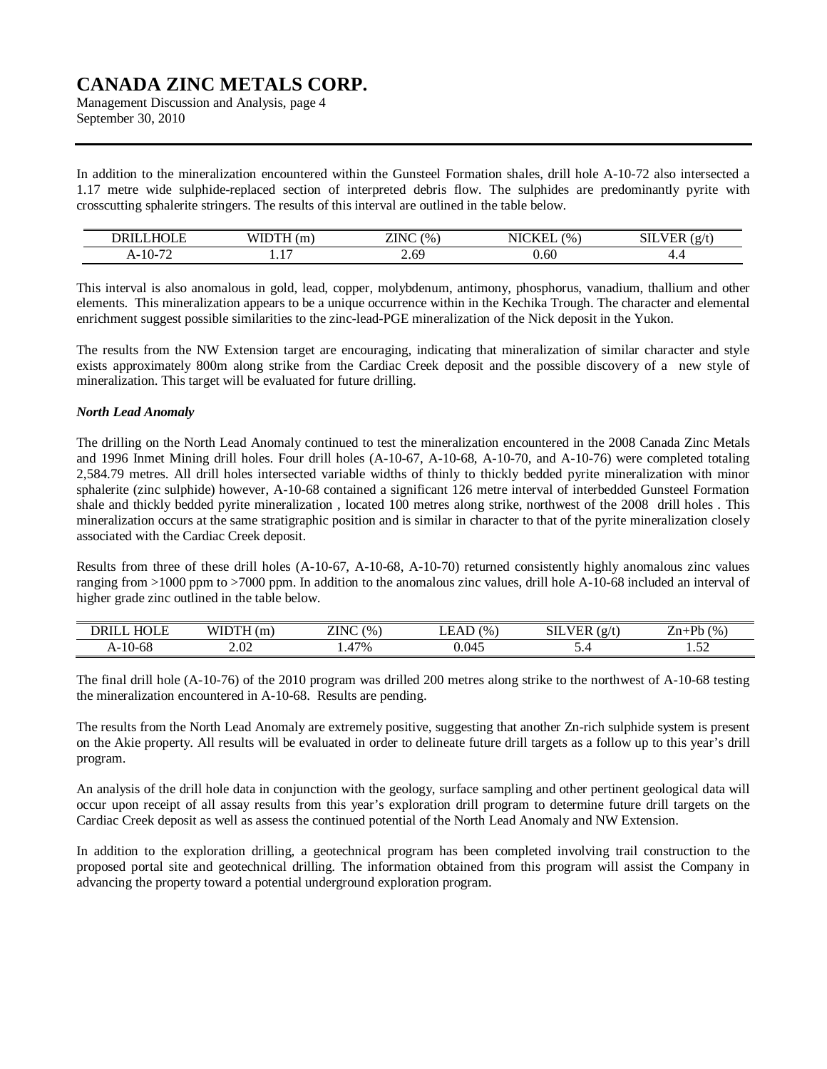In addition to the mineralization encountered within the Gunsteel Formation shales, drill hole A-10-72 also intersected a 1.17 metre wide sulphide-replaced section of interpreted debris flow. The sulphides are predominantly pyrite with crosscutting sphalerite stringers. The results of this interval are outlined in the table below.

| DRILLHOLE | WIDTH (m) | ZINC (%) | NICKEL (%) | SILVER (g/t) |
|---|---|---|---|---|
| A-10-72 | 1.17 | 2.69 | 0.60 | 4.4 |

This interval is also anomalous in gold, lead, copper, molybdenum, antimony, phosphorus, vanadium, thallium and other elements. This mineralization appears to be a unique occurrence within in the Kechika Trough. The character and elemental enrichment suggest possible similarities to the zinc-lead-PGE mineralization of the Nick deposit in the Yukon.

The results from the NW Extension target are encouraging, indicating that mineralization of similar character and style exists approximately 800m along strike from the Cardiac Creek deposit and the possible discovery of a new style of mineralization. This target will be evaluated for future drilling.

***North Lead Anomaly***

The drilling on the North Lead Anomaly continued to test the mineralization encountered in the 2008 Canada Zinc Metals and 1996 Inmet Mining drill holes. Four drill holes (A-10-67, A-10-68, A-10-70, and A-10-76) were completed totaling 2,584.79 metres. All drill holes intersected variable widths of thinly to thickly bedded pyrite mineralization with minor sphalerite (zinc sulphide) however, A-10-68 contained a significant 126 metre interval of interbedded Gunsteel Formation shale and thickly bedded pyrite mineralization , located 100 metres along strike, northwest of the 2008 drill holes . This mineralization occurs at the same stratigraphic position and is similar in character to that of the pyrite mineralization closely associated with the Cardiac Creek deposit.

Results from three of these drill holes (A-10-67, A-10-68, A-10-70) returned consistently highly anomalous zinc values ranging from >1000 ppm to >7000 ppm. In addition to the anomalous zinc values, drill hole A-10-68 included an interval of higher grade zinc outlined in the table below.

| DRILL HOLE | WIDTH (m) | ZINC (%) | LEAD (%) | SILVER (g/t) | Zn+Pb (%) |
|---|---|---|---|---|---|
| A-10-68 | 2.02 | 1.47% | 0.045 | 5.4 | 1.52 |

The final drill hole (A-10-76) of the 2010 program was drilled 200 metres along strike to the northwest of A-10-68 testing the mineralization encountered in A-10-68. Results are pending.

The results from the North Lead Anomaly are extremely positive, suggesting that another Zn-rich sulphide system is present on the Akie property. All results will be evaluated in order to delineate future drill targets as a follow up to this year's drill program.

An analysis of the drill hole data in conjunction with the geology, surface sampling and other pertinent geological data will occur upon receipt of all assay results from this year's exploration drill program to determine future drill targets on the Cardiac Creek deposit as well as assess the continued potential of the North Lead Anomaly and NW Extension.

In addition to the exploration drilling, a geotechnical program has been completed involving trail construction to the proposed portal site and geotechnical drilling. The information obtained from this program will assist the Company in advancing the property toward a potential underground exploration program.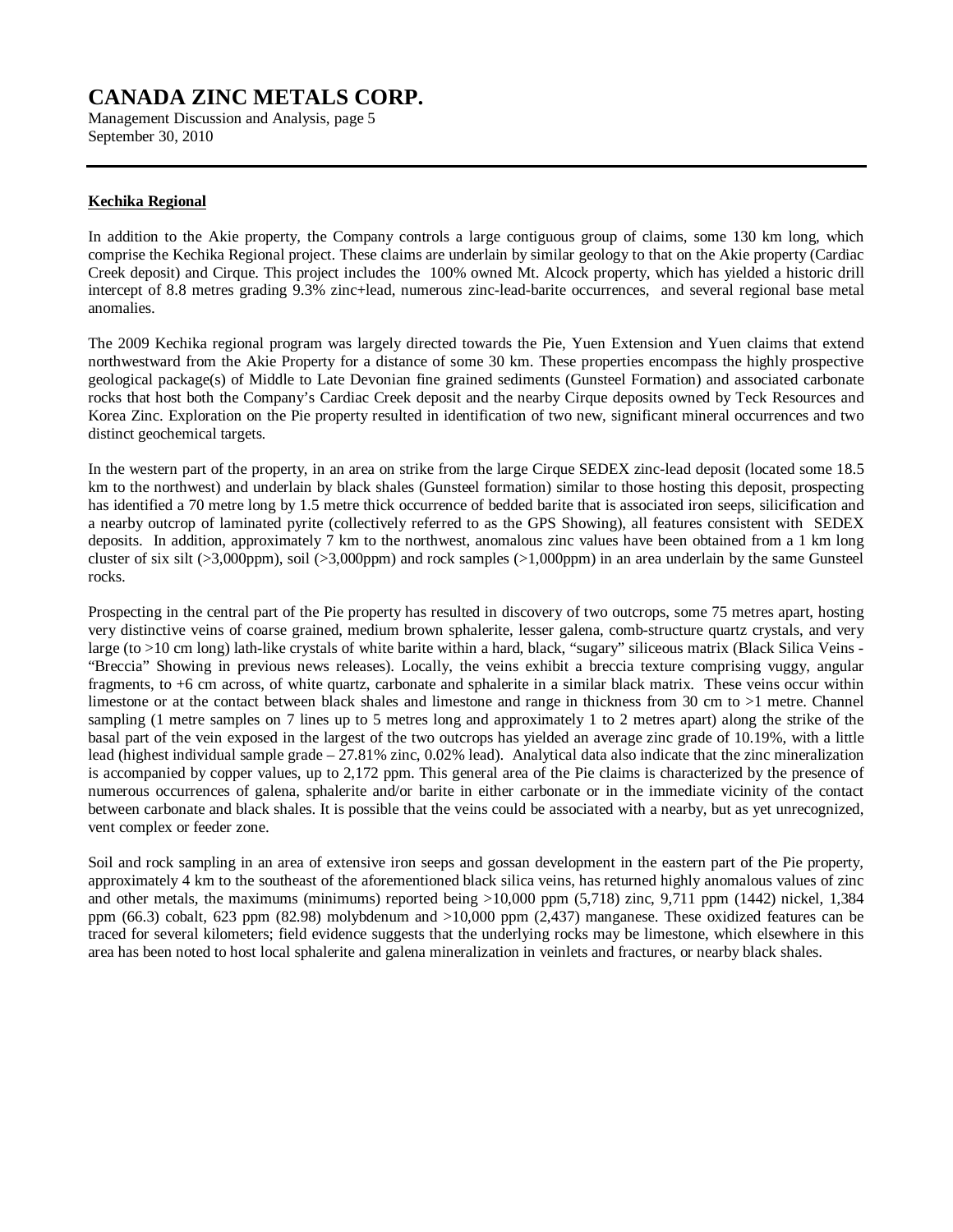**Kechika Regional**

In addition to the Akie property, the Company controls a large contiguous group of claims, some 130 km long, which comprise the Kechika Regional project. These claims are underlain by similar geology to that on the Akie property (Cardiac Creek deposit) and Cirque. This project includes the 100% owned Mt. Alcock property, which has yielded a historic drill intercept of 8.8 metres grading 9.3% zinc+lead, numerous zinc-lead-barite occurrences, and several regional base metal anomalies.

The 2009 Kechika regional program was largely directed towards the Pie, Yuen Extension and Yuen claims that extend northwestward from the Akie Property for a distance of some 30 km. These properties encompass the highly prospective geological package(s) of Middle to Late Devonian fine grained sediments (Gunsteel Formation) and associated carbonate rocks that host both the Company's Cardiac Creek deposit and the nearby Cirque deposits owned by Teck Resources and Korea Zinc. Exploration on the Pie property resulted in identification of two new, significant mineral occurrences and two distinct geochemical targets.

In the western part of the property, in an area on strike from the large Cirque SEDEX zinc-lead deposit (located some 18.5 km to the northwest) and underlain by black shales (Gunsteel formation) similar to those hosting this deposit, prospecting has identified a 70 metre long by 1.5 metre thick occurrence of bedded barite that is associated iron seeps, silicification and a nearby outcrop of laminated pyrite (collectively referred to as the GPS Showing), all features consistent with SEDEX deposits. In addition, approximately 7 km to the northwest, anomalous zinc values have been obtained from a 1 km long cluster of six silt (>3,000ppm), soil (>3,000ppm) and rock samples (>1,000ppm) in an area underlain by the same Gunsteel rocks.

Prospecting in the central part of the Pie property has resulted in discovery of two outcrops, some 75 metres apart, hosting very distinctive veins of coarse grained, medium brown sphalerite, lesser galena, comb-structure quartz crystals, and very large (to >10 cm long) lath-like crystals of white barite within a hard, black, "sugary" siliceous matrix (Black Silica Veins - "Breccia" Showing in previous news releases). Locally, the veins exhibit a breccia texture comprising vuggy, angular fragments, to +6 cm across, of white quartz, carbonate and sphalerite in a similar black matrix. These veins occur within limestone or at the contact between black shales and limestone and range in thickness from 30 cm to >1 metre. Channel sampling (1 metre samples on 7 lines up to 5 metres long and approximately 1 to 2 metres apart) along the strike of the basal part of the vein exposed in the largest of the two outcrops has yielded an average zinc grade of 10.19%, with a little lead (highest individual sample grade – 27.81% zinc, 0.02% lead). Analytical data also indicate that the zinc mineralization is accompanied by copper values, up to 2,172 ppm. This general area of the Pie claims is characterized by the presence of numerous occurrences of galena, sphalerite and/or barite in either carbonate or in the immediate vicinity of the contact between carbonate and black shales. It is possible that the veins could be associated with a nearby, but as yet unrecognized, vent complex or feeder zone.

Soil and rock sampling in an area of extensive iron seeps and gossan development in the eastern part of the Pie property, approximately 4 km to the southeast of the aforementioned black silica veins, has returned highly anomalous values of zinc and other metals, the maximums (minimums) reported being >10,000 ppm (5,718) zinc, 9,711 ppm (1442) nickel, 1,384 ppm (66.3) cobalt, 623 ppm (82.98) molybdenum and >10,000 ppm (2,437) manganese. These oxidized features can be traced for several kilometers; field evidence suggests that the underlying rocks may be limestone, which elsewhere in this area has been noted to host local sphalerite and galena mineralization in veinlets and fractures, or nearby black shales.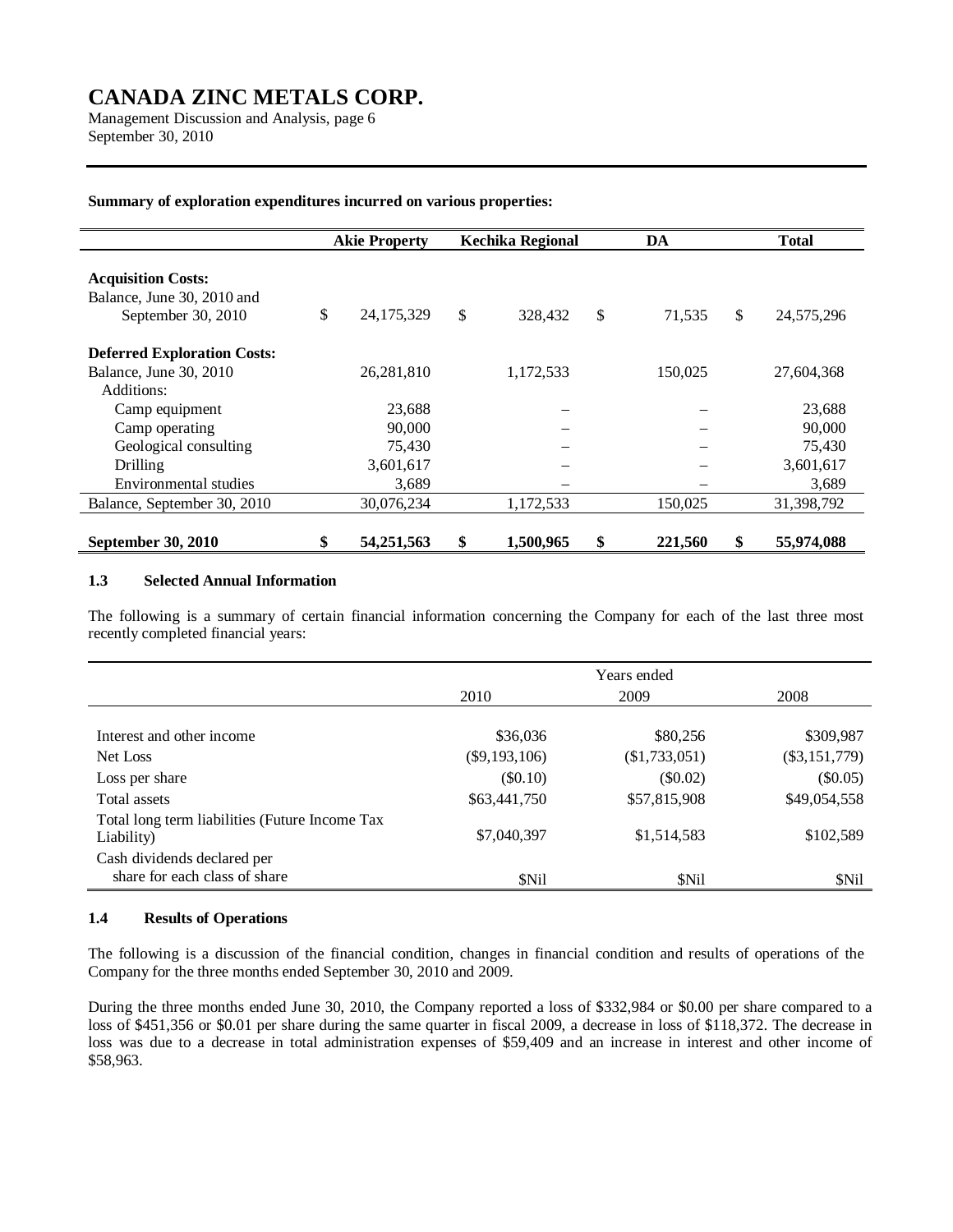**Summary of exploration expenditures incurred on various properties:**

| | Akie Property | Kechika Regional | DA | Total |
|---|---|---|---|---|
| **Acquisition Costs:** | | | | |
| Balance, June 30, 2010 and September 30, 2010 | $ 24,175,329 | $ 328,432 | $ 71,535 | $ 24,575,296 |
| **Deferred Exploration Costs:** | | | | |
| Balance, June 30, 2010 | 26,281,810 | 1,172,533 | 150,025 | 27,604,368 |
| Additions: | | | | |
| Camp equipment | 23,688 | – | – | 23,688 |
| Camp operating | 90,000 | – | – | 90,000 |
| Geological consulting | 75,430 | – | – | 75,430 |
| Drilling | 3,601,617 | – | – | 3,601,617 |
| Environmental studies | 3,689 | – | – | 3,689 |
| Balance, September 30, 2010 | 30,076,234 | 1,172,533 | 150,025 | 31,398,792 |
| **September 30, 2010** | **$ 54,251,563** | **$ 1,500,965** | **$ 221,560** | **$ 55,974,088** |

### 1.3 Selected Annual Information

The following is a summary of certain financial information concerning the Company for each of the last three most recently completed financial years:

| | Years ended | | |
|---|---|---|---|
| | 2010 | 2009 | 2008 |
| Interest and other income | $36,036 | $80,256 | $309,987 |
| Net Loss | ($9,193,106) | ($1,733,051) | ($3,151,779) |
| Loss per share | ($0.10) | ($0.02) | ($0.05) |
| Total assets | $63,441,750 | $57,815,908 | $49,054,558 |
| Total long term liabilities (Future Income Tax Liability) | $7,040,397 | $1,514,583 | $102,589 |
| Cash dividends declared per share for each class of share | $Nil | $Nil | $Nil |

### 1.4 Results of Operations

The following is a discussion of the financial condition, changes in financial condition and results of operations of the Company for the three months ended September 30, 2010 and 2009.

During the three months ended June 30, 2010, the Company reported a loss of $332,984 or $0.00 per share compared to a loss of $451,356 or $0.01 per share during the same quarter in fiscal 2009, a decrease in loss of $118,372. The decrease in loss was due to a decrease in total administration expenses of $59,409 and an increase in interest and other income of $58,963.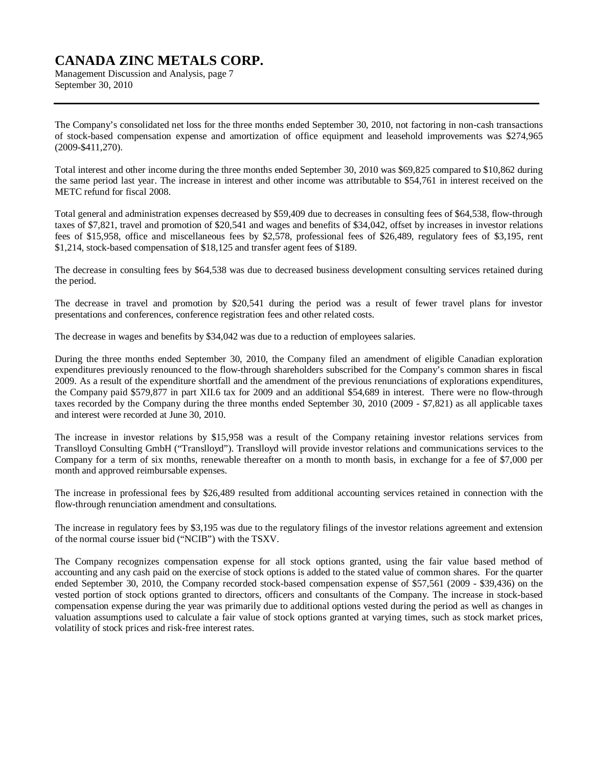The Company's consolidated net loss for the three months ended September 30, 2010, not factoring in non-cash transactions of stock-based compensation expense and amortization of office equipment and leasehold improvements was $274,965 (2009-$411,270).

Total interest and other income during the three months ended September 30, 2010 was $69,825 compared to $10,862 during the same period last year. The increase in interest and other income was attributable to $54,761 in interest received on the METC refund for fiscal 2008.

Total general and administration expenses decreased by $59,409 due to decreases in consulting fees of $64,538, flow-through taxes of $7,821, travel and promotion of $20,541 and wages and benefits of $34,042, offset by increases in investor relations fees of $15,958, office and miscellaneous fees by $2,578, professional fees of $26,489, regulatory fees of $3,195, rent $1,214, stock-based compensation of $18,125 and transfer agent fees of $189.

The decrease in consulting fees by $64,538 was due to decreased business development consulting services retained during the period.

The decrease in travel and promotion by $20,541 during the period was a result of fewer travel plans for investor presentations and conferences, conference registration fees and other related costs.

The decrease in wages and benefits by $34,042 was due to a reduction of employees salaries.

During the three months ended September 30, 2010, the Company filed an amendment of eligible Canadian exploration expenditures previously renounced to the flow-through shareholders subscribed for the Company's common shares in fiscal 2009. As a result of the expenditure shortfall and the amendment of the previous renunciations of explorations expenditures, the Company paid $579,877 in part XII.6 tax for 2009 and an additional $54,689 in interest. There were no flow-through taxes recorded by the Company during the three months ended September 30, 2010 (2009 - $7,821) as all applicable taxes and interest were recorded at June 30, 2010.

The increase in investor relations by $15,958 was a result of the Company retaining investor relations services from Translloyd Consulting GmbH ("Translloyd"). Translloyd will provide investor relations and communications services to the Company for a term of six months, renewable thereafter on a month to month basis, in exchange for a fee of $7,000 per month and approved reimbursable expenses.

The increase in professional fees by $26,489 resulted from additional accounting services retained in connection with the flow-through renunciation amendment and consultations.

The increase in regulatory fees by $3,195 was due to the regulatory filings of the investor relations agreement and extension of the normal course issuer bid ("NCIB") with the TSXV.

The Company recognizes compensation expense for all stock options granted, using the fair value based method of accounting and any cash paid on the exercise of stock options is added to the stated value of common shares. For the quarter ended September 30, 2010, the Company recorded stock-based compensation expense of $57,561 (2009 - $39,436) on the vested portion of stock options granted to directors, officers and consultants of the Company. The increase in stock-based compensation expense during the year was primarily due to additional options vested during the period as well as changes in valuation assumptions used to calculate a fair value of stock options granted at varying times, such as stock market prices, volatility of stock prices and risk-free interest rates.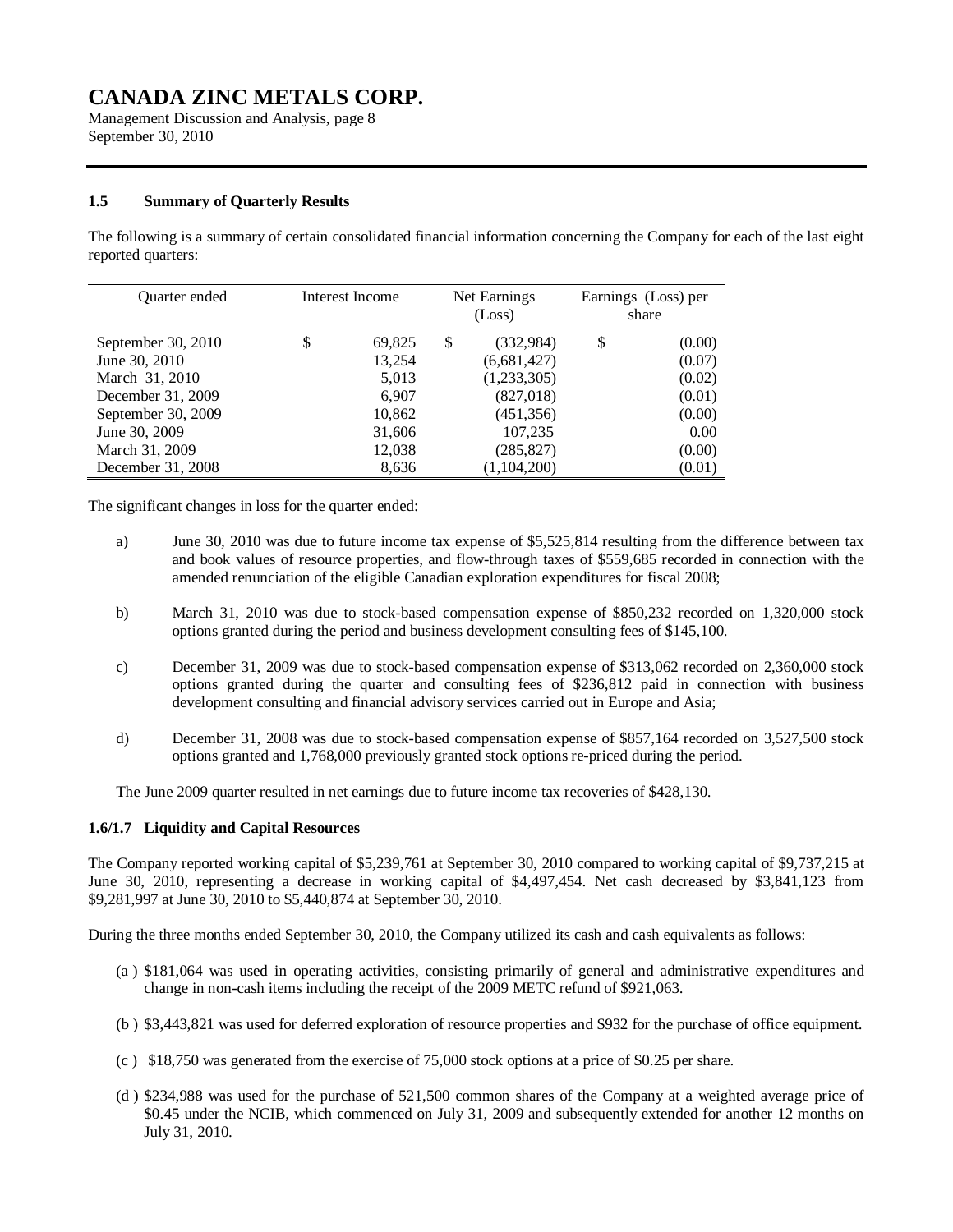### 1.5 Summary of Quarterly Results

The following is a summary of certain consolidated financial information concerning the Company for each of the last eight reported quarters:

| Quarter ended | Interest Income | Net Earnings (Loss) | Earnings (Loss) per share |
|---|---|---|---|
| September 30, 2010 | $ 69,825 | $ (332,984) | $ (0.00) |
| June 30, 2010 | 13,254 | (6,681,427) | (0.07) |
| March 31, 2010 | 5,013 | (1,233,305) | (0.02) |
| December 31, 2009 | 6,907 | (827,018) | (0.01) |
| September 30, 2009 | 10,862 | (451,356) | (0.00) |
| June 30, 2009 | 31,606 | 107,235 | 0.00 |
| March 31, 2009 | 12,038 | (285,827) | (0.00) |
| December 31, 2008 | 8,636 | (1,104,200) | (0.01) |

The significant changes in loss for the quarter ended:

a) June 30, 2010 was due to future income tax expense of $5,525,814 resulting from the difference between tax and book values of resource properties, and flow-through taxes of $559,685 recorded in connection with the amended renunciation of the eligible Canadian exploration expenditures for fiscal 2008;

b) March 31, 2010 was due to stock-based compensation expense of $850,232 recorded on 1,320,000 stock options granted during the period and business development consulting fees of $145,100.

c) December 31, 2009 was due to stock-based compensation expense of $313,062 recorded on 2,360,000 stock options granted during the quarter and consulting fees of $236,812 paid in connection with business development consulting and financial advisory services carried out in Europe and Asia;

d) December 31, 2008 was due to stock-based compensation expense of $857,164 recorded on 3,527,500 stock options granted and 1,768,000 previously granted stock options re-priced during the period.

The June 2009 quarter resulted in net earnings due to future income tax recoveries of $428,130.

### 1.6/1.7 Liquidity and Capital Resources

The Company reported working capital of $5,239,761 at September 30, 2010 compared to working capital of $9,737,215 at June 30, 2010, representing a decrease in working capital of $4,497,454. Net cash decreased by $3,841,123 from $9,281,997 at June 30, 2010 to $5,440,874 at September 30, 2010.

During the three months ended September 30, 2010, the Company utilized its cash and cash equivalents as follows:

(a) $181,064 was used in operating activities, consisting primarily of general and administrative expenditures and change in non-cash items including the receipt of the 2009 METC refund of $921,063.

(b) $3,443,821 was used for deferred exploration of resource properties and $932 for the purchase of office equipment.

(c) $18,750 was generated from the exercise of 75,000 stock options at a price of $0.25 per share.

(d) $234,988 was used for the purchase of 521,500 common shares of the Company at a weighted average price of $0.45 under the NCIB, which commenced on July 31, 2009 and subsequently extended for another 12 months on July 31, 2010.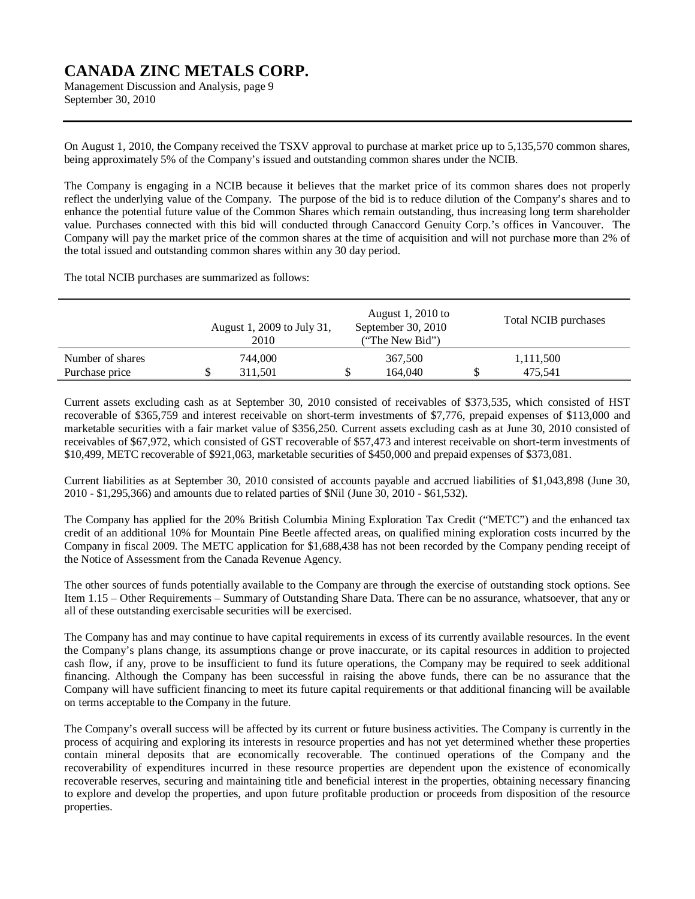On August 1, 2010, the Company received the TSXV approval to purchase at market price up to 5,135,570 common shares, being approximately 5% of the Company's issued and outstanding common shares under the NCIB.

The Company is engaging in a NCIB because it believes that the market price of its common shares does not properly reflect the underlying value of the Company. The purpose of the bid is to reduce dilution of the Company's shares and to enhance the potential future value of the Common Shares which remain outstanding, thus increasing long term shareholder value. Purchases connected with this bid will conducted through Canaccord Genuity Corp.'s offices in Vancouver. The Company will pay the market price of the common shares at the time of acquisition and will not purchase more than 2% of the total issued and outstanding common shares within any 30 day period.

The total NCIB purchases are summarized as follows:

| | August 1, 2009 to July 31, 2010 | August 1, 2010 to September 30, 2010 ("The New Bid") | Total NCIB purchases |
|---|---|---|---|
| Number of shares | 744,000 | 367,500 | 1,111,500 |
| Purchase price | $ 311,501 | $ 164,040 | $ 475,541 |

Current assets excluding cash as at September 30, 2010 consisted of receivables of $373,535, which consisted of HST recoverable of $365,759 and interest receivable on short-term investments of $7,776, prepaid expenses of $113,000 and marketable securities with a fair market value of $356,250. Current assets excluding cash as at June 30, 2010 consisted of receivables of $67,972, which consisted of GST recoverable of $57,473 and interest receivable on short-term investments of $10,499, METC recoverable of $921,063, marketable securities of $450,000 and prepaid expenses of $373,081.

Current liabilities as at September 30, 2010 consisted of accounts payable and accrued liabilities of $1,043,898 (June 30, 2010 - $1,295,366) and amounts due to related parties of $Nil (June 30, 2010 - $61,532).

The Company has applied for the 20% British Columbia Mining Exploration Tax Credit ("METC") and the enhanced tax credit of an additional 10% for Mountain Pine Beetle affected areas, on qualified mining exploration costs incurred by the Company in fiscal 2009. The METC application for $1,688,438 has not been recorded by the Company pending receipt of the Notice of Assessment from the Canada Revenue Agency.

The other sources of funds potentially available to the Company are through the exercise of outstanding stock options. See Item 1.15 – Other Requirements – Summary of Outstanding Share Data. There can be no assurance, whatsoever, that any or all of these outstanding exercisable securities will be exercised.

The Company has and may continue to have capital requirements in excess of its currently available resources. In the event the Company's plans change, its assumptions change or prove inaccurate, or its capital resources in addition to projected cash flow, if any, prove to be insufficient to fund its future operations, the Company may be required to seek additional financing. Although the Company has been successful in raising the above funds, there can be no assurance that the Company will have sufficient financing to meet its future capital requirements or that additional financing will be available on terms acceptable to the Company in the future.

The Company's overall success will be affected by its current or future business activities. The Company is currently in the process of acquiring and exploring its interests in resource properties and has not yet determined whether these properties contain mineral deposits that are economically recoverable. The continued operations of the Company and the recoverability of expenditures incurred in these resource properties are dependent upon the existence of economically recoverable reserves, securing and maintaining title and beneficial interest in the properties, obtaining necessary financing to explore and develop the properties, and upon future profitable production or proceeds from disposition of the resource properties.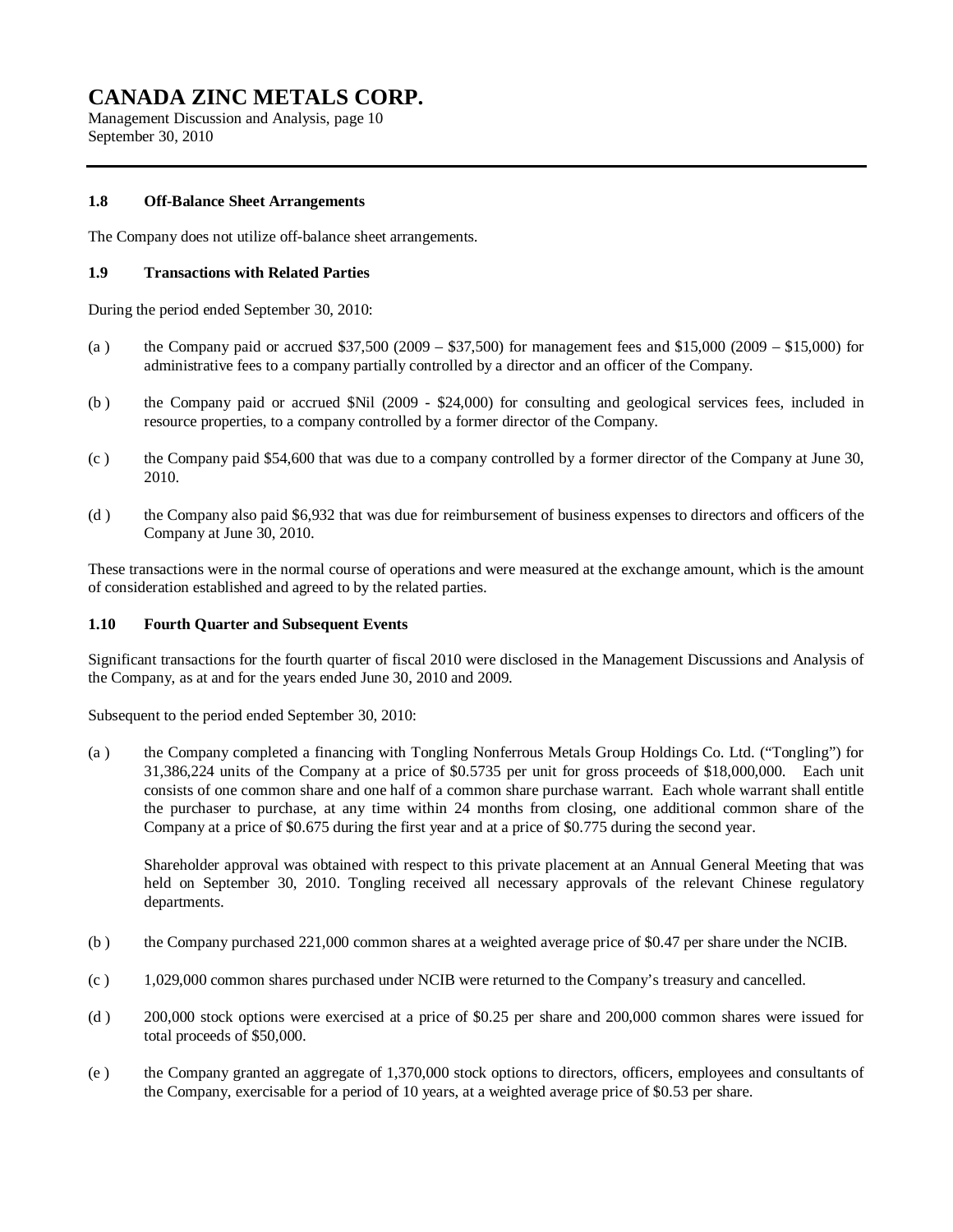#### 1.8 Off-Balance Sheet Arrangements

The Company does not utilize off-balance sheet arrangements.

#### 1.9 Transactions with Related Parties

During the period ended September 30, 2010:

(a ) the Company paid or accrued $37,500 (2009 – $37,500) for management fees and $15,000 (2009 – $15,000) for administrative fees to a company partially controlled by a director and an officer of the Company.

(b ) the Company paid or accrued $Nil (2009 - $24,000) for consulting and geological services fees, included in resource properties, to a company controlled by a former director of the Company.

(c ) the Company paid $54,600 that was due to a company controlled by a former director of the Company at June 30, 2010.

(d ) the Company also paid $6,932 that was due for reimbursement of business expenses to directors and officers of the Company at June 30, 2010.

These transactions were in the normal course of operations and were measured at the exchange amount, which is the amount of consideration established and agreed to by the related parties.

#### 1.10 Fourth Quarter and Subsequent Events

Significant transactions for the fourth quarter of fiscal 2010 were disclosed in the Management Discussions and Analysis of the Company, as at and for the years ended June 30, 2010 and 2009.

Subsequent to the period ended September 30, 2010:

(a ) the Company completed a financing with Tongling Nonferrous Metals Group Holdings Co. Ltd. ("Tongling") for 31,386,224 units of the Company at a price of $0.5735 per unit for gross proceeds of $18,000,000. Each unit consists of one common share and one half of a common share purchase warrant. Each whole warrant shall entitle the purchaser to purchase, at any time within 24 months from closing, one additional common share of the Company at a price of $0.675 during the first year and at a price of $0.775 during the second year.

Shareholder approval was obtained with respect to this private placement at an Annual General Meeting that was held on September 30, 2010. Tongling received all necessary approvals of the relevant Chinese regulatory departments.

(b ) the Company purchased 221,000 common shares at a weighted average price of $0.47 per share under the NCIB.

(c ) 1,029,000 common shares purchased under NCIB were returned to the Company's treasury and cancelled.

(d ) 200,000 stock options were exercised at a price of $0.25 per share and 200,000 common shares were issued for total proceeds of $50,000.

(e ) the Company granted an aggregate of 1,370,000 stock options to directors, officers, employees and consultants of the Company, exercisable for a period of 10 years, at a weighted average price of $0.53 per share.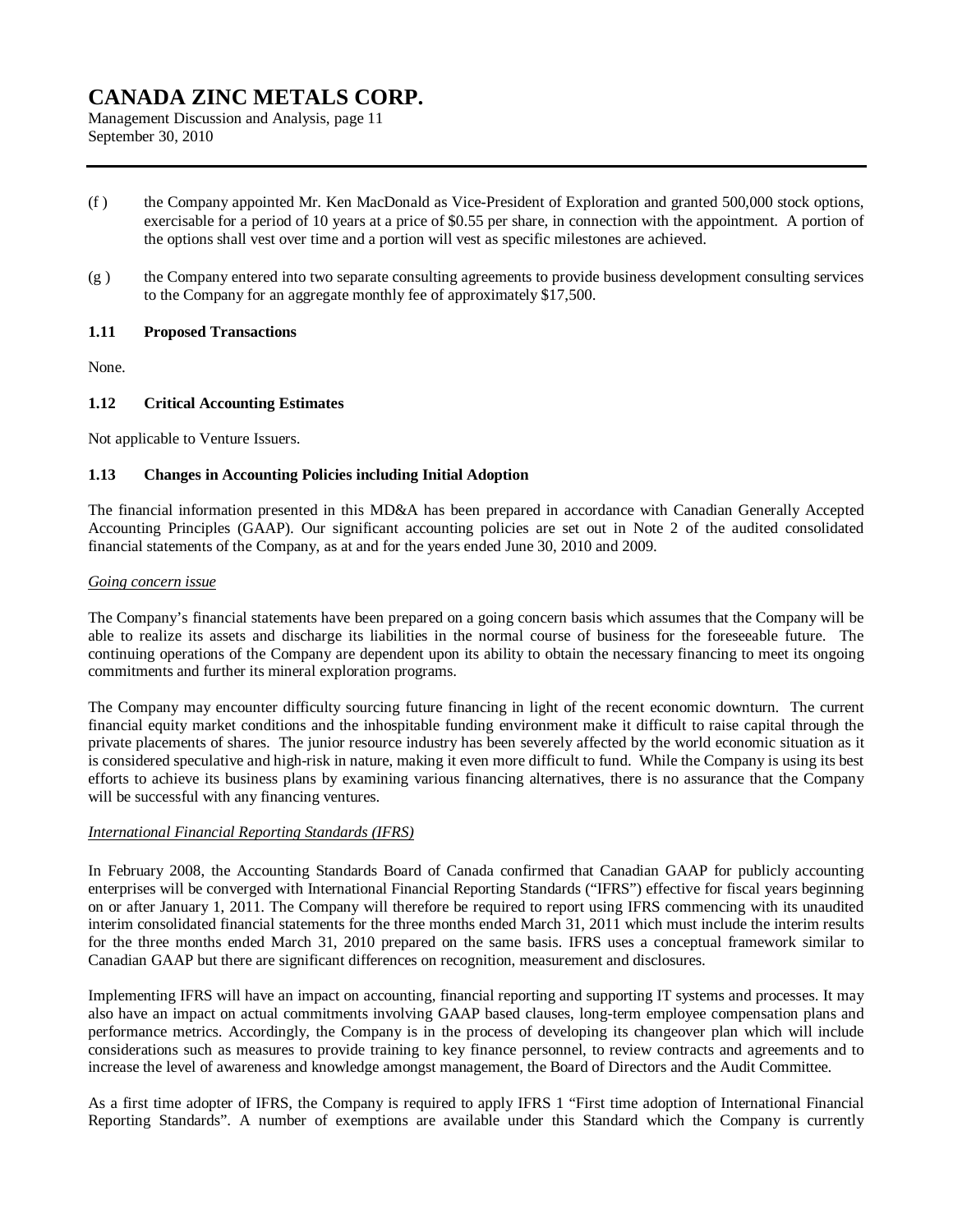(f ) the Company appointed Mr. Ken MacDonald as Vice-President of Exploration and granted 500,000 stock options, exercisable for a period of 10 years at a price of $0.55 per share, in connection with the appointment. A portion of the options shall vest over time and a portion will vest as specific milestones are achieved.

(g ) the Company entered into two separate consulting agreements to provide business development consulting services to the Company for an aggregate monthly fee of approximately $17,500.

### 1.11 Proposed Transactions

None.

### 1.12 Critical Accounting Estimates

Not applicable to Venture Issuers.

### 1.13 Changes in Accounting Policies including Initial Adoption

The financial information presented in this MD&A has been prepared in accordance with Canadian Generally Accepted Accounting Principles (GAAP). Our significant accounting policies are set out in Note 2 of the audited consolidated financial statements of the Company, as at and for the years ended June 30, 2010 and 2009.

*Going concern issue*

The Company's financial statements have been prepared on a going concern basis which assumes that the Company will be able to realize its assets and discharge its liabilities in the normal course of business for the foreseeable future. The continuing operations of the Company are dependent upon its ability to obtain the necessary financing to meet its ongoing commitments and further its mineral exploration programs.

The Company may encounter difficulty sourcing future financing in light of the recent economic downturn. The current financial equity market conditions and the inhospitable funding environment make it difficult to raise capital through the private placements of shares. The junior resource industry has been severely affected by the world economic situation as it is considered speculative and high-risk in nature, making it even more difficult to fund. While the Company is using its best efforts to achieve its business plans by examining various financing alternatives, there is no assurance that the Company will be successful with any financing ventures.

*International Financial Reporting Standards (IFRS)*

In February 2008, the Accounting Standards Board of Canada confirmed that Canadian GAAP for publicly accounting enterprises will be converged with International Financial Reporting Standards ("IFRS") effective for fiscal years beginning on or after January 1, 2011. The Company will therefore be required to report using IFRS commencing with its unaudited interim consolidated financial statements for the three months ended March 31, 2011 which must include the interim results for the three months ended March 31, 2010 prepared on the same basis. IFRS uses a conceptual framework similar to Canadian GAAP but there are significant differences on recognition, measurement and disclosures.

Implementing IFRS will have an impact on accounting, financial reporting and supporting IT systems and processes. It may also have an impact on actual commitments involving GAAP based clauses, long-term employee compensation plans and performance metrics. Accordingly, the Company is in the process of developing its changeover plan which will include considerations such as measures to provide training to key finance personnel, to review contracts and agreements and to increase the level of awareness and knowledge amongst management, the Board of Directors and the Audit Committee.

As a first time adopter of IFRS, the Company is required to apply IFRS 1 "First time adoption of International Financial Reporting Standards". A number of exemptions are available under this Standard which the Company is currently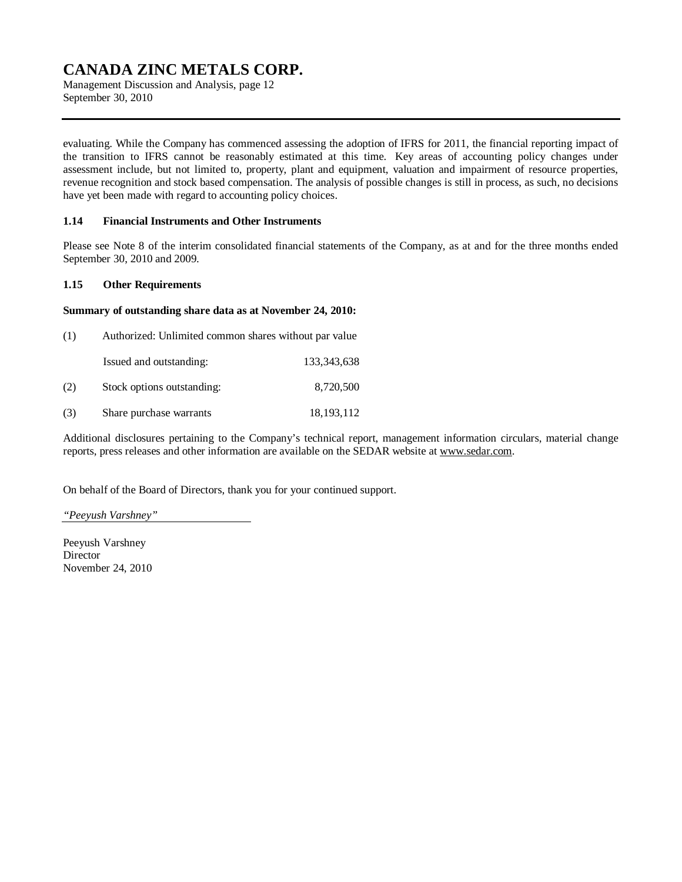evaluating. While the Company has commenced assessing the adoption of IFRS for 2011, the financial reporting impact of the transition to IFRS cannot be reasonably estimated at this time. Key areas of accounting policy changes under assessment include, but not limited to, property, plant and equipment, valuation and impairment of resource properties, revenue recognition and stock based compensation. The analysis of possible changes is still in process, as such, no decisions have yet been made with regard to accounting policy choices.

### 1.14 Financial Instruments and Other Instruments

Please see Note 8 of the interim consolidated financial statements of the Company, as at and for the three months ended September 30, 2010 and 2009.

### 1.15 Other Requirements

**Summary of outstanding share data as at November 24, 2010:**

| | | |
|---|---|---|
| (1) | Authorized: Unlimited common shares without par value | |
| | Issued and outstanding: | 133,343,638 |
| (2) | Stock options outstanding: | 8,720,500 |
| (3) | Share purchase warrants | 18,193,112 |

Additional disclosures pertaining to the Company's technical report, management information circulars, material change reports, press releases and other information are available on the SEDAR website at www.sedar.com.

On behalf of the Board of Directors, thank you for your continued support.

*"Peeyush Varshney"*

Peeyush Varshney
Director
November 24, 2010